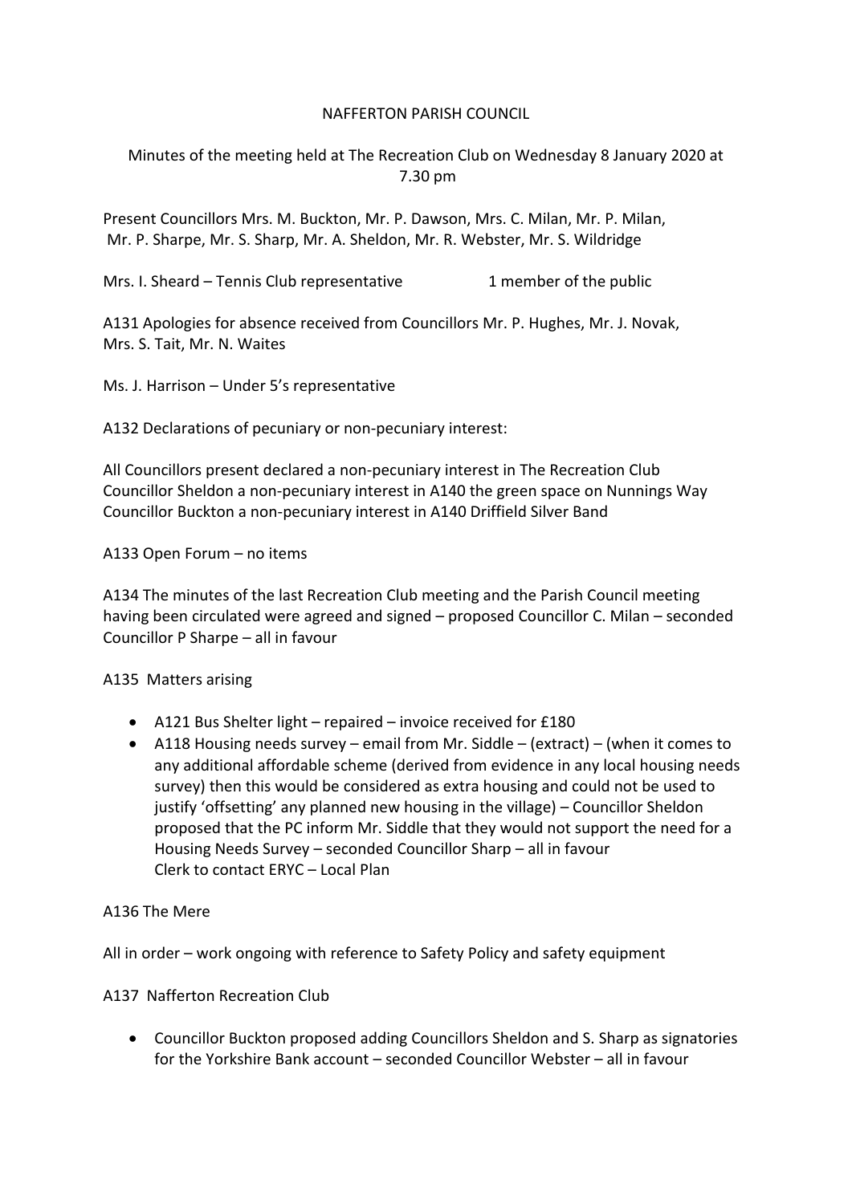NAFFERTON PARISH COUNCIL

Minutes of the meeting held at The Recreation Club on Wednesday 8 January 2020 at 7.30 pm

Present Councillors Mrs. M. Buckton, Mr. P. Dawson, Mrs. C. Milan, Mr. P. Milan, Mr. P. Sharpe, Mr. S. Sharp, Mr. A. Sheldon, Mr. R. Webster, Mr. S. Wildridge

Mrs. I. Sheard – Tennis Club representative 1 member of the public

A131 Apologies for absence received from Councillors Mr. P. Hughes, Mr. J. Novak, Mrs. S. Tait, Mr. N. Waites

Ms. J. Harrison – Under 5's representative

A132 Declarations of pecuniary or non-pecuniary interest:

All Councillors present declared a non-pecuniary interest in The Recreation Club
Councillor Sheldon a non-pecuniary interest in A140 the green space on Nunnings Way
Councillor Buckton a non-pecuniary interest in A140 Driffield Silver Band

A133 Open Forum – no items

A134 The minutes of the last Recreation Club meeting and the Parish Council meeting having been circulated were agreed and signed – proposed Councillor C. Milan – seconded Councillor P Sharpe – all in favour

A135 Matters arising

- A121 Bus Shelter light – repaired – invoice received for £180
- A118 Housing needs survey – email from Mr. Siddle – (extract) – (when it comes to any additional affordable scheme (derived from evidence in any local housing needs survey) then this would be considered as extra housing and could not be used to justify 'offsetting' any planned new housing in the village) – Councillor Sheldon proposed that the PC inform Mr. Siddle that they would not support the need for a Housing Needs Survey – seconded Councillor Sharp – all in favour
  Clerk to contact ERYC – Local Plan

A136 The Mere

All in order – work ongoing with reference to Safety Policy and safety equipment

A137 Nafferton Recreation Club

- Councillor Buckton proposed adding Councillors Sheldon and S. Sharp as signatories for the Yorkshire Bank account – seconded Councillor Webster – all in favour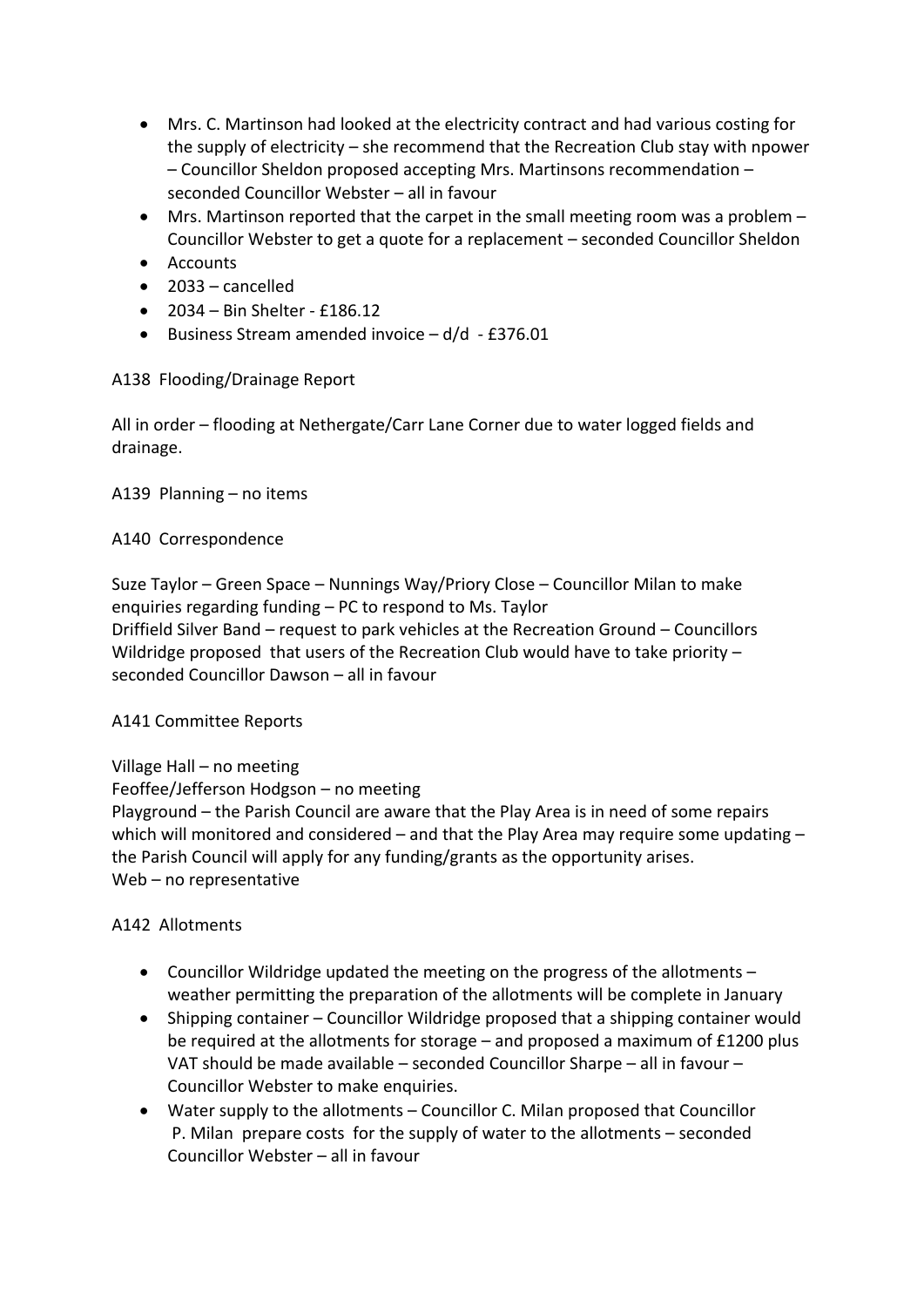- Mrs. C. Martinson had looked at the electricity contract and had various costing for the supply of electricity – she recommend that the Recreation Club stay with npower – Councillor Sheldon proposed accepting Mrs. Martinsons recommendation – seconded Councillor Webster – all in favour
- Mrs. Martinson reported that the carpet in the small meeting room was a problem – Councillor Webster to get a quote for a replacement – seconded Councillor Sheldon
- Accounts
- 2033 – cancelled
- 2034 – Bin Shelter - £186.12
- Business Stream amended invoice – d/d - £376.01

A138 Flooding/Drainage Report

All in order – flooding at Nethergate/Carr Lane Corner due to water logged fields and drainage.

A139 Planning – no items

A140 Correspondence

Suze Taylor – Green Space – Nunnings Way/Priory Close – Councillor Milan to make enquiries regarding funding – PC to respond to Ms. Taylor
Driffield Silver Band – request to park vehicles at the Recreation Ground – Councillors Wildridge proposed that users of the Recreation Club would have to take priority – seconded Councillor Dawson – all in favour

A141 Committee Reports

Village Hall – no meeting
Feoffee/Jefferson Hodgson – no meeting
Playground – the Parish Council are aware that the Play Area is in need of some repairs which will monitored and considered – and that the Play Area may require some updating – the Parish Council will apply for any funding/grants as the opportunity arises.
Web – no representative

A142 Allotments

- Councillor Wildridge updated the meeting on the progress of the allotments – weather permitting the preparation of the allotments will be complete in January
- Shipping container – Councillor Wildridge proposed that a shipping container would be required at the allotments for storage – and proposed a maximum of £1200 plus VAT should be made available – seconded Councillor Sharpe – all in favour – Councillor Webster to make enquiries.
- Water supply to the allotments – Councillor C. Milan proposed that Councillor P. Milan prepare costs for the supply of water to the allotments – seconded Councillor Webster – all in favour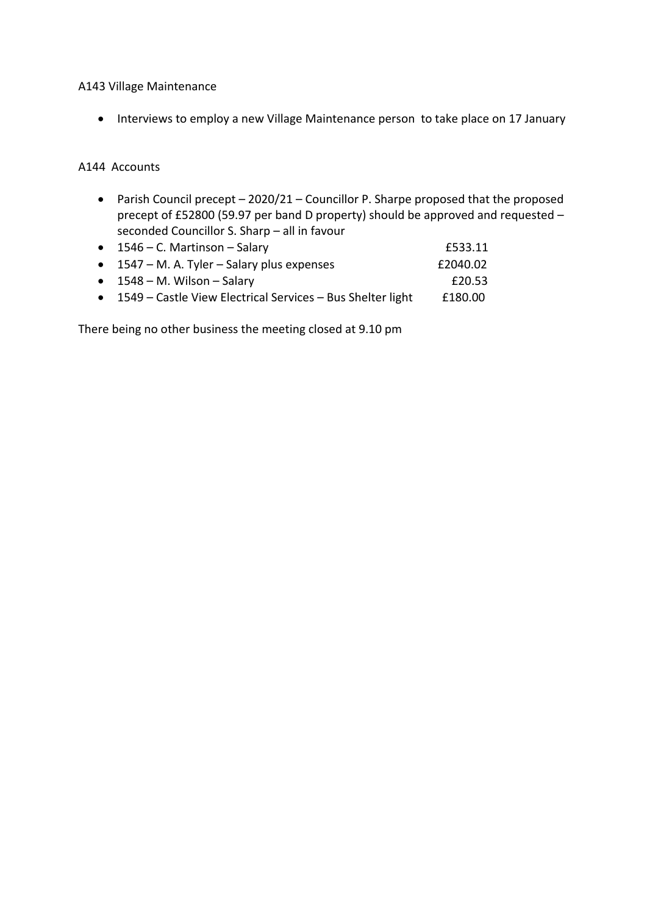A143 Village Maintenance

- Interviews to employ a new Village Maintenance person to take place on 17 January

A144 Accounts

- Parish Council precept – 2020/21 – Councillor P. Sharpe proposed that the proposed precept of £52800 (59.97 per band D property) should be approved and requested – seconded Councillor S. Sharp – all in favour
- 1546 – C. Martinson – Salary £533.11
- 1547 – M. A. Tyler – Salary plus expenses £2040.02
- 1548 – M. Wilson – Salary £20.53
- 1549 – Castle View Electrical Services – Bus Shelter light £180.00

There being no other business the meeting closed at 9.10 pm